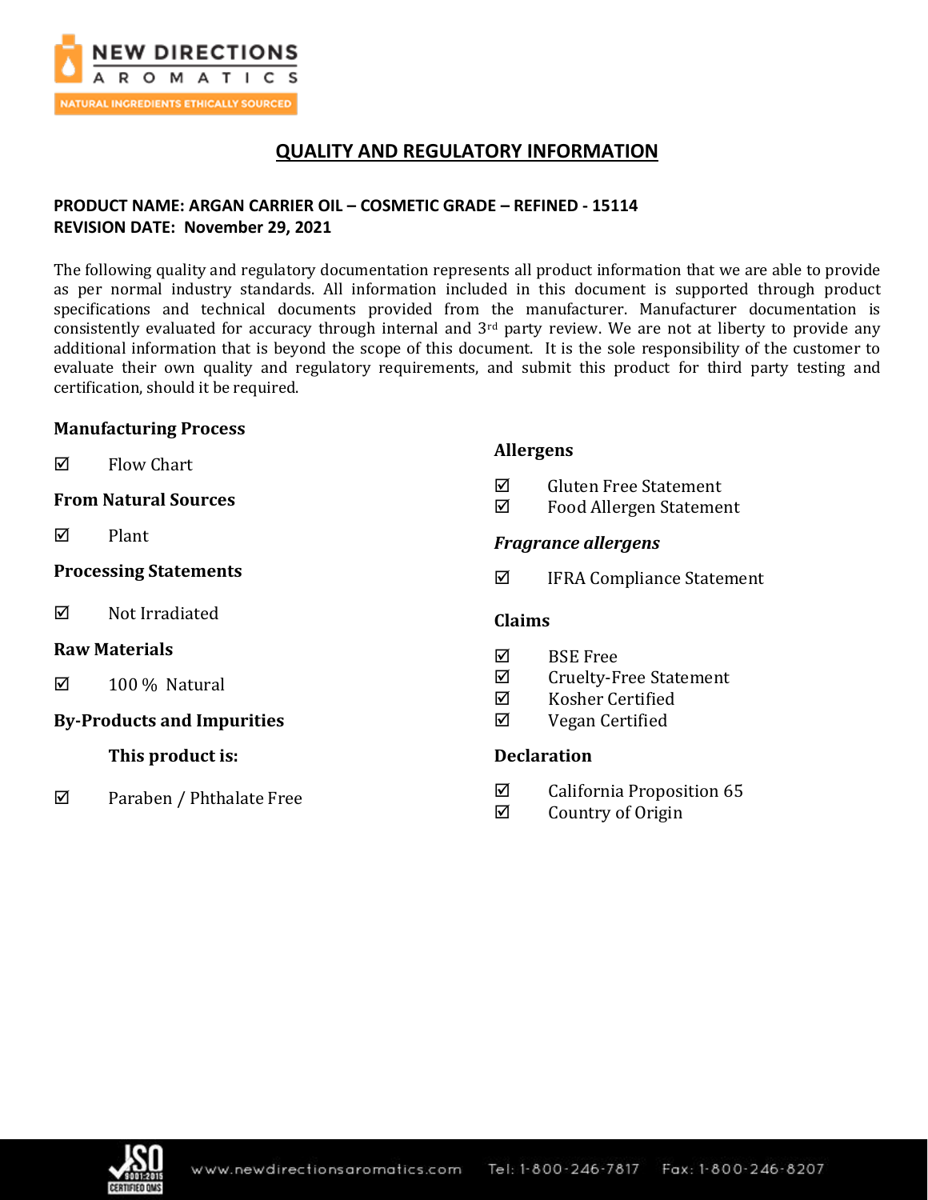# QUALITY AND REGULATORY INFORMATION

**PRODUCT NAME: ARGAN CARRIER OIL – COSMETIC GRADE – REFINED - 15114**
**REVISION DATE: November 29, 2021**

The following quality and regulatory documentation represents all product information that we are able to provide as per normal industry standards. All information included in this document is supported through product specifications and technical documents provided from the manufacturer. Manufacturer documentation is consistently evaluated for accuracy through internal and 3rd party review. We are not at liberty to provide any additional information that is beyond the scope of this document. It is the sole responsibility of the customer to evaluate their own quality and regulatory requirements, and submit this product for third party testing and certification, should it be required.

### Manufacturing Process

☑ Flow Chart

### From Natural Sources

☑ Plant

### Processing Statements

☑ Not Irradiated

### Raw Materials

☑ 100 % Natural

### By-Products and Impurities

**This product is:**

☑ Paraben / Phthalate Free

### Allergens

☑ Gluten Free Statement
☑ Food Allergen Statement

### *Fragrance allergens*

☑ IFRA Compliance Statement

### Claims

☑ BSE Free
☑ Cruelty-Free Statement
☑ Kosher Certified
☑ Vegan Certified

### Declaration

☑ California Proposition 65
☑ Country of Origin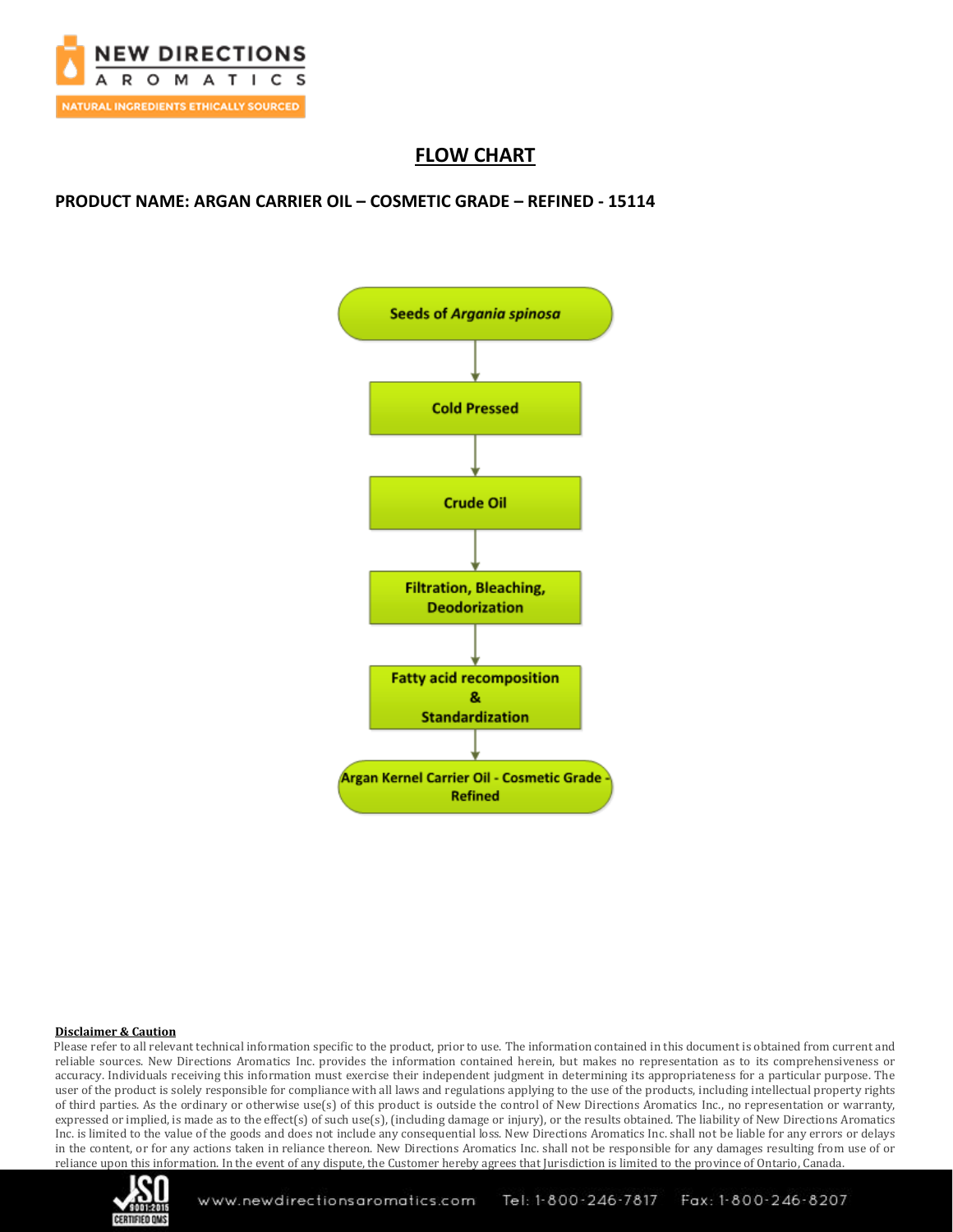## FLOW CHART

**PRODUCT NAME: ARGAN CARRIER OIL – COSMETIC GRADE – REFINED - 15114**

Seeds of *Argania spinosa*

↓

Cold Pressed

↓

Crude Oil

↓

Filtration, Bleaching, Deodorization

↓

Fatty acid recomposition & Standardization

↓

Argan Kernel Carrier Oil - Cosmetic Grade - Refined

**Disclaimer & Caution**

Please refer to all relevant technical information specific to the product, prior to use. The information contained in this document is obtained from current and reliable sources. New Directions Aromatics Inc. provides the information contained herein, but makes no representation as to its comprehensiveness or accuracy. Individuals receiving this information must exercise their independent judgment in determining its appropriateness for a particular purpose. The user of the product is solely responsible for compliance with all laws and regulations applying to the use of the products, including intellectual property rights of third parties. As the ordinary or otherwise use(s) of this product is outside the control of New Directions Aromatics Inc., no representation or warranty, expressed or implied, is made as to the effect(s) of such use(s), (including damage or injury), or the results obtained. The liability of New Directions Aromatics Inc. is limited to the value of the goods and does not include any consequential loss. New Directions Aromatics Inc. shall not be liable for any errors or delays in the content, or for any actions taken in reliance thereon. New Directions Aromatics Inc. shall not be responsible for any damages resulting from use of or reliance upon this information. In the event of any dispute, the Customer hereby agrees that Jurisdiction is limited to the province of Ontario, Canada.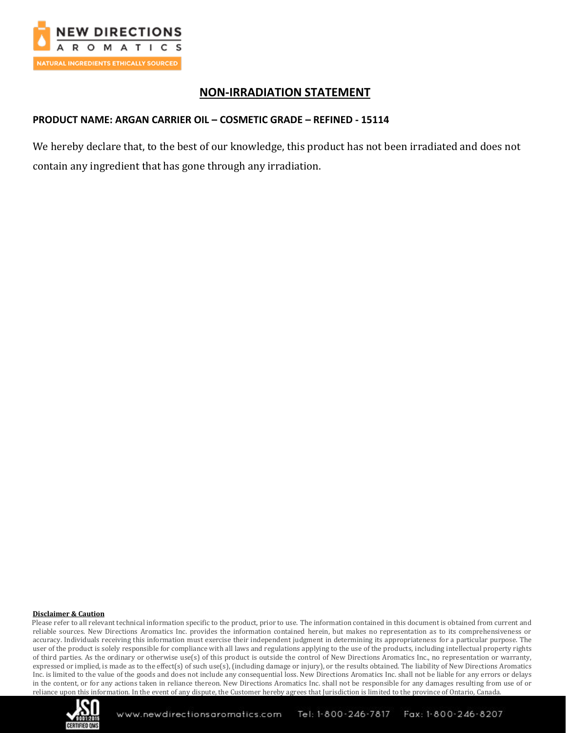# NON-IRRADIATION STATEMENT

**PRODUCT NAME: ARGAN CARRIER OIL – COSMETIC GRADE – REFINED - 15114**

We hereby declare that, to the best of our knowledge, this product has not been irradiated and does not contain any ingredient that has gone through any irradiation.

**Disclaimer & Caution**

Please refer to all relevant technical information specific to the product, prior to use. The information contained in this document is obtained from current and reliable sources. New Directions Aromatics Inc. provides the information contained herein, but makes no representation as to its comprehensiveness or accuracy. Individuals receiving this information must exercise their independent judgment in determining its appropriateness for a particular purpose. The user of the product is solely responsible for compliance with all laws and regulations applying to the use of the products, including intellectual property rights of third parties. As the ordinary or otherwise use(s) of this product is outside the control of New Directions Aromatics Inc., no representation or warranty, expressed or implied, is made as to the effect(s) of such use(s), (including damage or injury), or the results obtained. The liability of New Directions Aromatics Inc. is limited to the value of the goods and does not include any consequential loss. New Directions Aromatics Inc. shall not be liable for any errors or delays in the content, or for any actions taken in reliance thereon. New Directions Aromatics Inc. shall not be responsible for any damages resulting from use of or reliance upon this information. In the event of any dispute, the Customer hereby agrees that Jurisdiction is limited to the province of Ontario, Canada.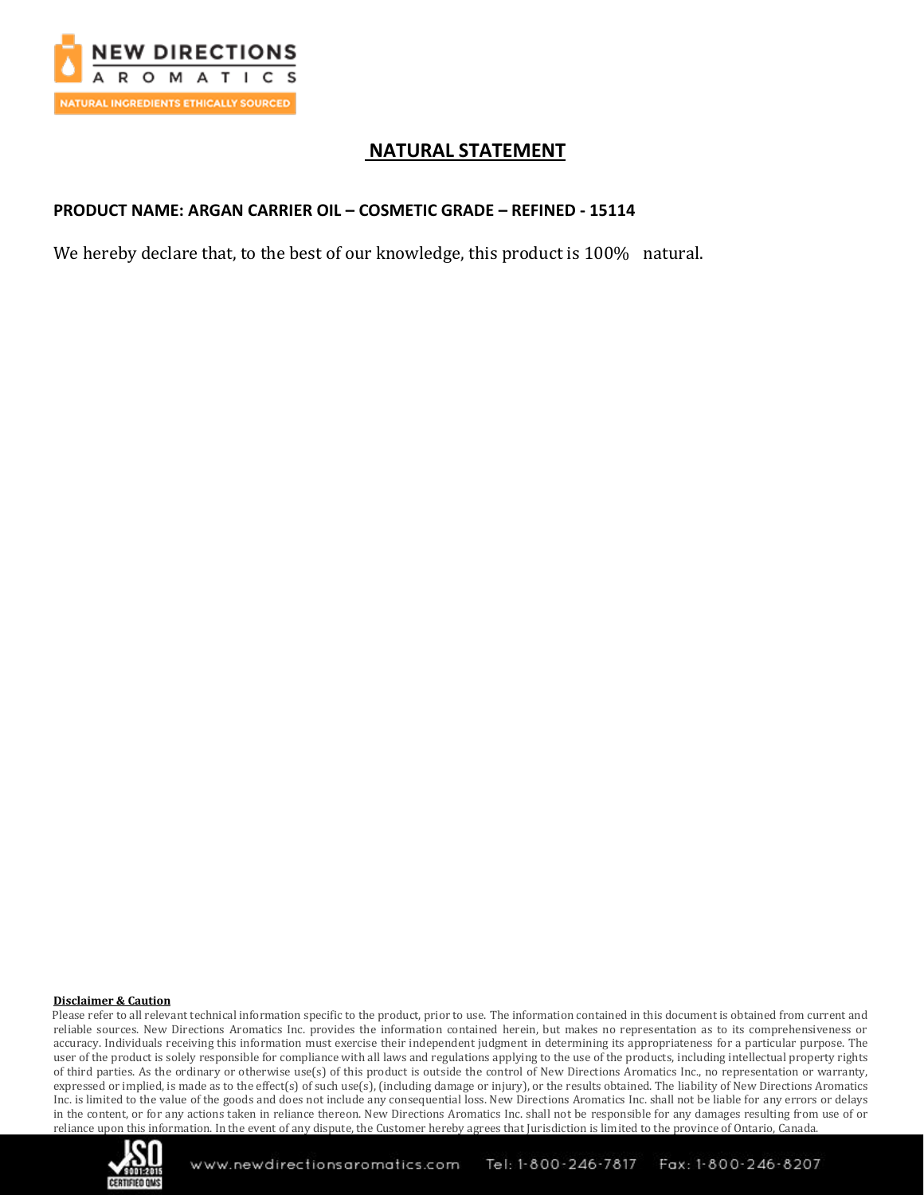# NATURAL STATEMENT

**PRODUCT NAME: ARGAN CARRIER OIL – COSMETIC GRADE – REFINED - 15114**

We hereby declare that, to the best of our knowledge, this product is 100% natural.

**Disclaimer & Caution**

Please refer to all relevant technical information specific to the product, prior to use. The information contained in this document is obtained from current and reliable sources. New Directions Aromatics Inc. provides the information contained herein, but makes no representation as to its comprehensiveness or accuracy. Individuals receiving this information must exercise their independent judgment in determining its appropriateness for a particular purpose. The user of the product is solely responsible for compliance with all laws and regulations applying to the use of the products, including intellectual property rights of third parties. As the ordinary or otherwise use(s) of this product is outside the control of New Directions Aromatics Inc., no representation or warranty, expressed or implied, is made as to the effect(s) of such use(s), (including damage or injury), or the results obtained. The liability of New Directions Aromatics Inc. is limited to the value of the goods and does not include any consequential loss. New Directions Aromatics Inc. shall not be liable for any errors or delays in the content, or for any actions taken in reliance thereon. New Directions Aromatics Inc. shall not be responsible for any damages resulting from use of or reliance upon this information. In the event of any dispute, the Customer hereby agrees that Jurisdiction is limited to the province of Ontario, Canada.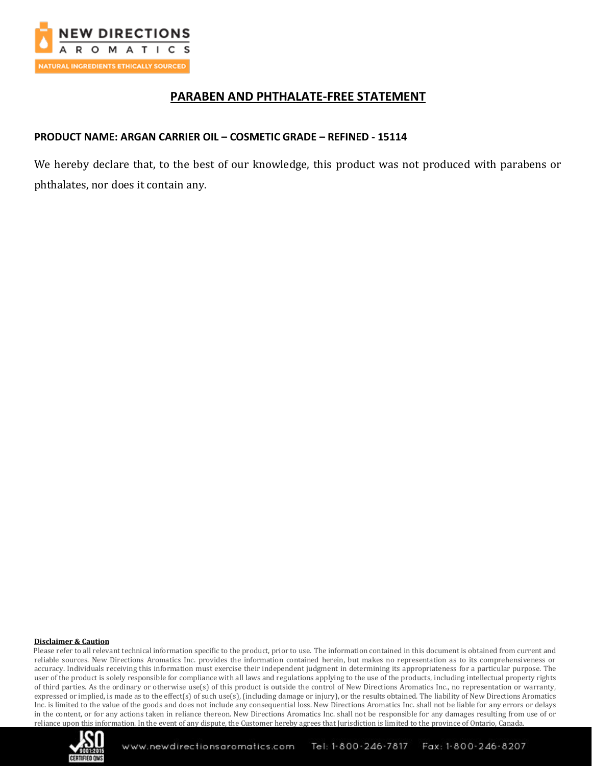# PARABEN AND PHTHALATE-FREE STATEMENT

**PRODUCT NAME: ARGAN CARRIER OIL – COSMETIC GRADE – REFINED - 15114**

We hereby declare that, to the best of our knowledge, this product was not produced with parabens or phthalates, nor does it contain any.

**Disclaimer & Caution**

Please refer to all relevant technical information specific to the product, prior to use. The information contained in this document is obtained from current and reliable sources. New Directions Aromatics Inc. provides the information contained herein, but makes no representation as to its comprehensiveness or accuracy. Individuals receiving this information must exercise their independent judgment in determining its appropriateness for a particular purpose. The user of the product is solely responsible for compliance with all laws and regulations applying to the use of the products, including intellectual property rights of third parties. As the ordinary or otherwise use(s) of this product is outside the control of New Directions Aromatics Inc., no representation or warranty, expressed or implied, is made as to the effect(s) of such use(s), (including damage or injury), or the results obtained. The liability of New Directions Aromatics Inc. is limited to the value of the goods and does not include any consequential loss. New Directions Aromatics Inc. shall not be liable for any errors or delays in the content, or for any actions taken in reliance thereon. New Directions Aromatics Inc. shall not be responsible for any damages resulting from use of or reliance upon this information. In the event of any dispute, the Customer hereby agrees that Jurisdiction is limited to the province of Ontario, Canada.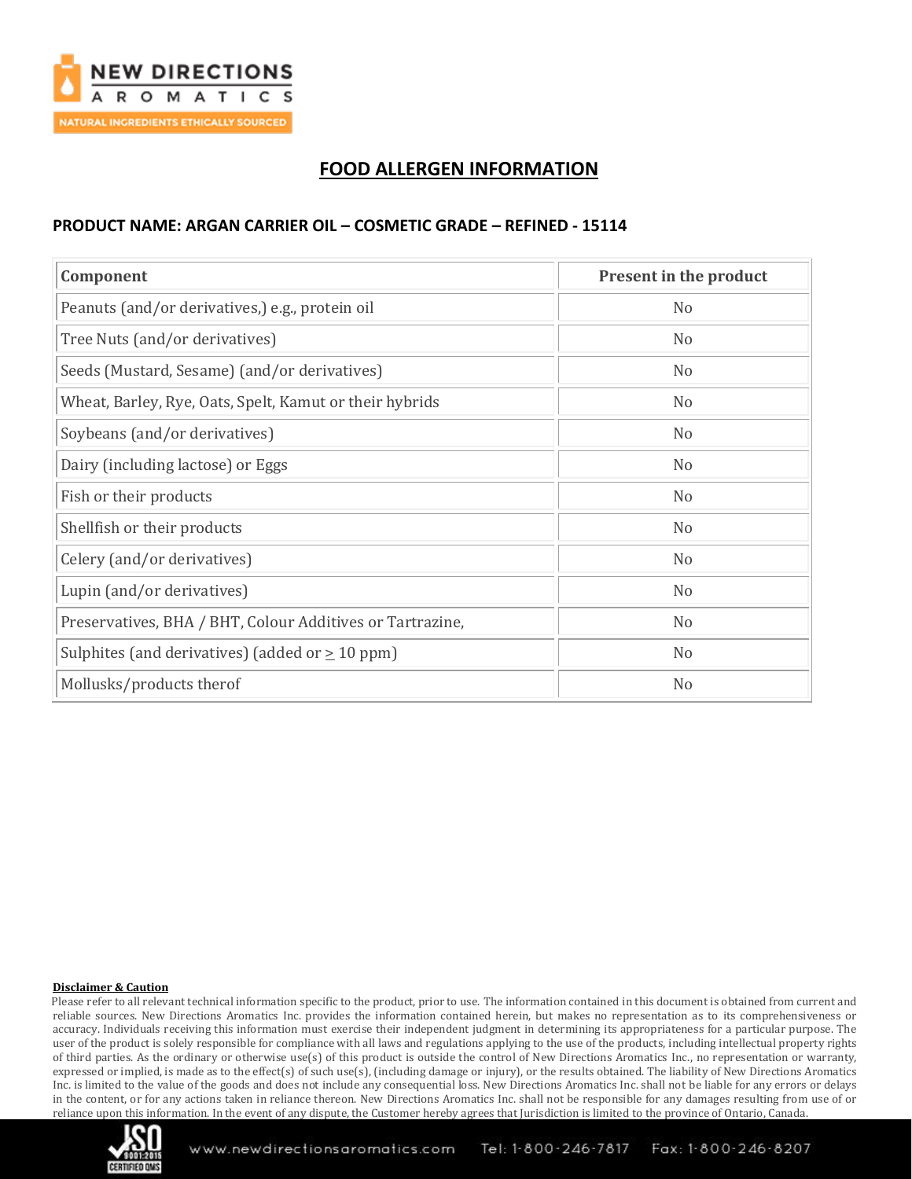NEW DIRECTIONS AROMATICS

NATURAL INGREDIENTS ETHICALLY SOURCED

# FOOD ALLERGEN INFORMATION

**PRODUCT NAME: ARGAN CARRIER OIL – COSMETIC GRADE – REFINED - 15114**

| Component | Present in the product |
|---|---|
| Peanuts (and/or derivatives,) e.g., protein oil | No |
| Tree Nuts (and/or derivatives) | No |
| Seeds (Mustard, Sesame) (and/or derivatives) | No |
| Wheat, Barley, Rye, Oats, Spelt, Kamut or their hybrids | No |
| Soybeans (and/or derivatives) | No |
| Dairy (including lactose) or Eggs | No |
| Fish or their products | No |
| Shellfish or their products | No |
| Celery (and/or derivatives) | No |
| Lupin (and/or derivatives) | No |
| Preservatives, BHA / BHT, Colour Additives or Tartrazine, | No |
| Sulphites (and derivatives) (added or ≥ 10 ppm) | No |
| Mollusks/products therof | No |

**Disclaimer & Caution**

Please refer to all relevant technical information specific to the product, prior to use. The information contained in this document is obtained from current and reliable sources. New Directions Aromatics Inc. provides the information contained herein, but makes no representation as to its comprehensiveness or accuracy. Individuals receiving this information must exercise their independent judgment in determining its appropriateness for a particular purpose. The user of the product is solely responsible for compliance with all laws and regulations applying to the use of the products, including intellectual property rights of third parties. As the ordinary or otherwise use(s) of this product is outside the control of New Directions Aromatics Inc., no representation or warranty, expressed or implied, is made as to the effect(s) of such use(s), (including damage or injury), or the results obtained. The liability of New Directions Aromatics Inc. is limited to the value of the goods and does not include any consequential loss. New Directions Aromatics Inc. shall not be liable for any errors or delays in the content, or for any actions taken in reliance thereon. New Directions Aromatics Inc. shall not be responsible for any damages resulting from use of or reliance upon this information. In the event of any dispute, the Customer hereby agrees that Jurisdiction is limited to the province of Ontario, Canada.

www.newdirectionsaromatics.com Tel: 1-800-246-7817 Fax: 1-800-246-8207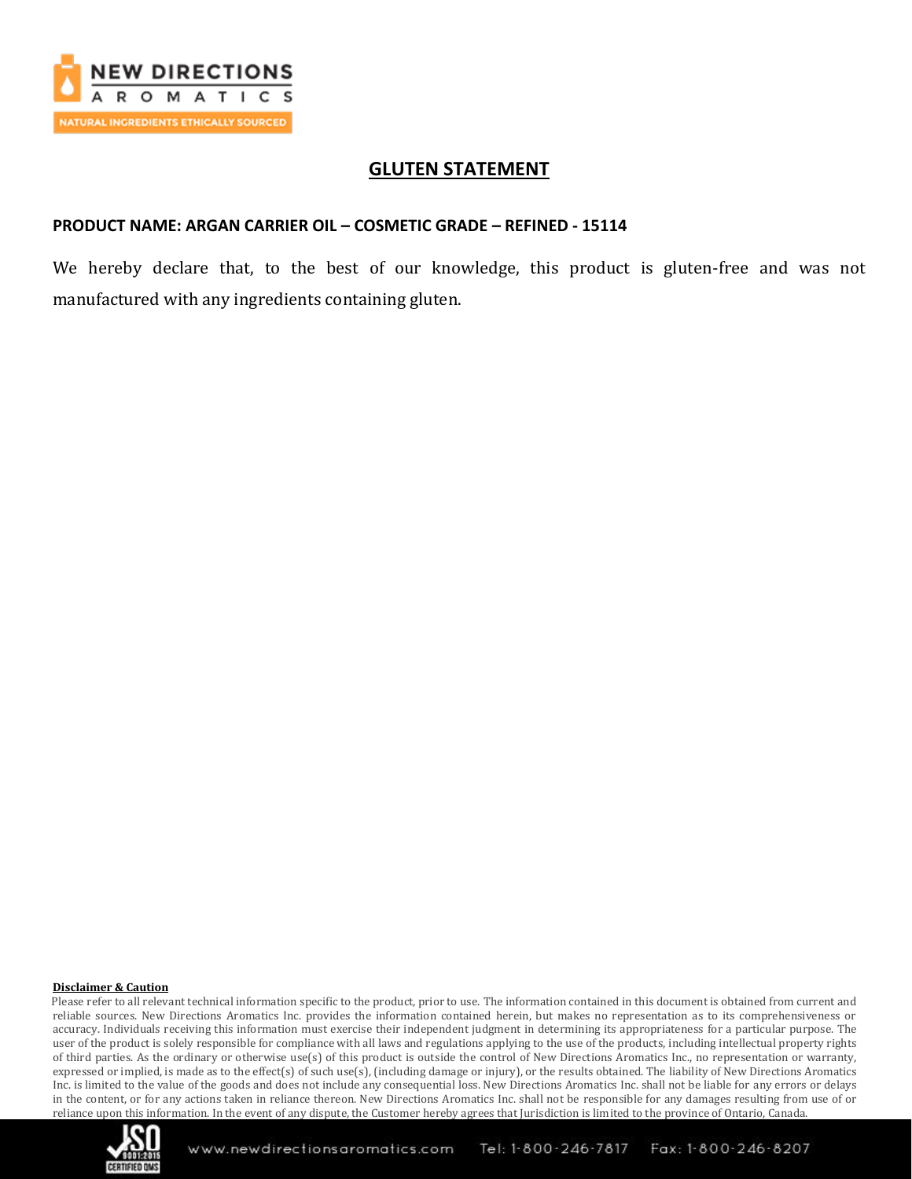# GLUTEN STATEMENT

**PRODUCT NAME: ARGAN CARRIER OIL – COSMETIC GRADE – REFINED - 15114**

We hereby declare that, to the best of our knowledge, this product is gluten-free and was not manufactured with any ingredients containing gluten.

**Disclaimer & Caution**

Please refer to all relevant technical information specific to the product, prior to use. The information contained in this document is obtained from current and reliable sources. New Directions Aromatics Inc. provides the information contained herein, but makes no representation as to its comprehensiveness or accuracy. Individuals receiving this information must exercise their independent judgment in determining its appropriateness for a particular purpose. The user of the product is solely responsible for compliance with all laws and regulations applying to the use of the products, including intellectual property rights of third parties. As the ordinary or otherwise use(s) of this product is outside the control of New Directions Aromatics Inc., no representation or warranty, expressed or implied, is made as to the effect(s) of such use(s), (including damage or injury), or the results obtained. The liability of New Directions Aromatics Inc. is limited to the value of the goods and does not include any consequential loss. New Directions Aromatics Inc. shall not be liable for any errors or delays in the content, or for any actions taken in reliance thereon. New Directions Aromatics Inc. shall not be responsible for any damages resulting from use of or reliance upon this information. In the event of any dispute, the Customer hereby agrees that Jurisdiction is limited to the province of Ontario, Canada.

www.newdirectionsaromatics.com Tel: 1-800-246-7817 Fax: 1-800-246-8207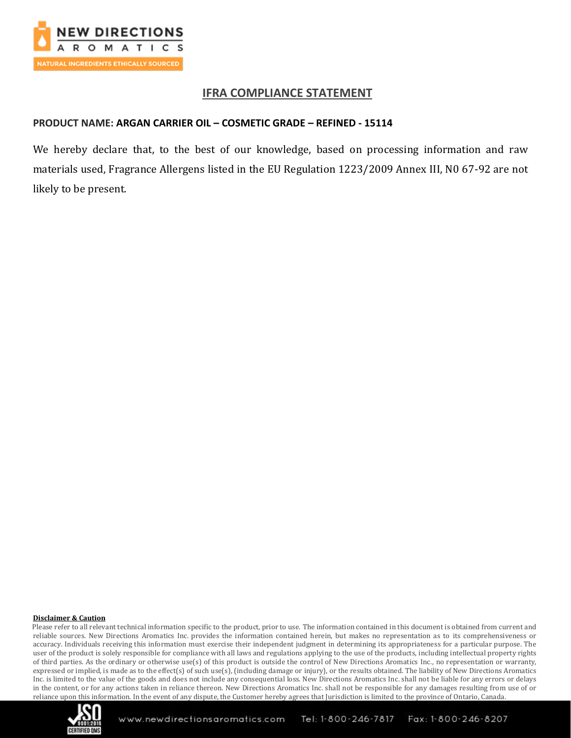NEW DIRECTIONS AROMATICS

NATURAL INGREDIENTS ETHICALLY SOURCED

## IFRA COMPLIANCE STATEMENT

**PRODUCT NAME: ARGAN CARRIER OIL – COSMETIC GRADE – REFINED - 15114**

We hereby declare that, to the best of our knowledge, based on processing information and raw materials used, Fragrance Allergens listed in the EU Regulation 1223/2009 Annex III, N0 67-92 are not likely to be present.

**Disclaimer & Caution**

Please refer to all relevant technical information specific to the product, prior to use. The information contained in this document is obtained from current and reliable sources. New Directions Aromatics Inc. provides the information contained herein, but makes no representation as to its comprehensiveness or accuracy. Individuals receiving this information must exercise their independent judgment in determining its appropriateness for a particular purpose. The user of the product is solely responsible for compliance with all laws and regulations applying to the use of the products, including intellectual property rights of third parties. As the ordinary or otherwise use(s) of this product is outside the control of New Directions Aromatics Inc., no representation or warranty, expressed or implied, is made as to the effect(s) of such use(s), (including damage or injury), or the results obtained. The liability of New Directions Aromatics Inc. is limited to the value of the goods and does not include any consequential loss. New Directions Aromatics Inc. shall not be liable for any errors or delays in the content, or for any actions taken in reliance thereon. New Directions Aromatics Inc. shall not be responsible for any damages resulting from use of or reliance upon this information. In the event of any dispute, the Customer hereby agrees that Jurisdiction is limited to the province of Ontario, Canada.

www.newdirectionsaromatics.com Tel: 1-800-246-7817 Fax: 1-800-246-8207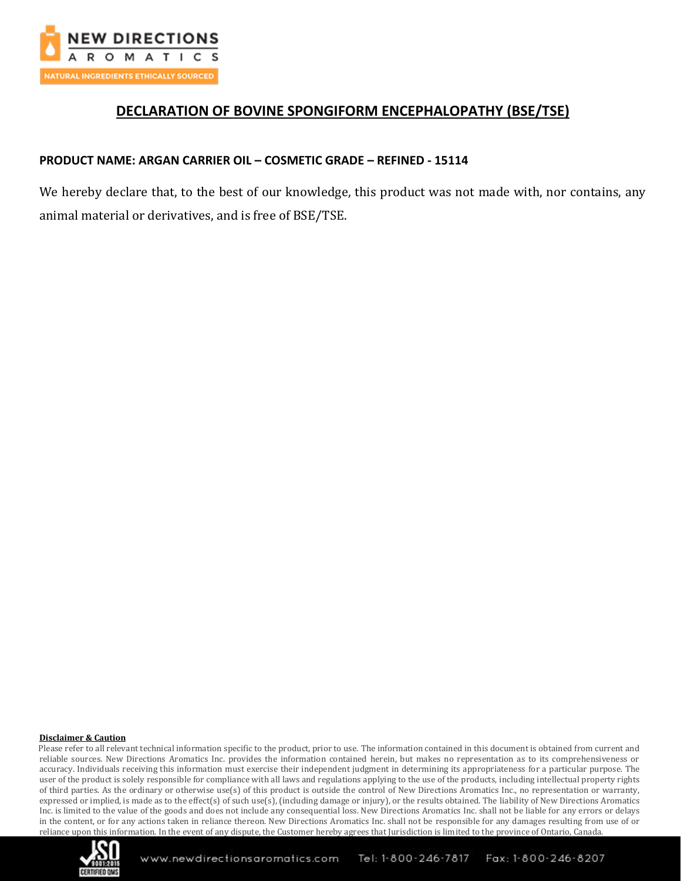# DECLARATION OF BOVINE SPONGIFORM ENCEPHALOPATHY (BSE/TSE)

**PRODUCT NAME: ARGAN CARRIER OIL – COSMETIC GRADE – REFINED - 15114**

We hereby declare that, to the best of our knowledge, this product was not made with, nor contains, any animal material or derivatives, and is free of BSE/TSE.

**Disclaimer & Caution**

Please refer to all relevant technical information specific to the product, prior to use. The information contained in this document is obtained from current and reliable sources. New Directions Aromatics Inc. provides the information contained herein, but makes no representation as to its comprehensiveness or accuracy. Individuals receiving this information must exercise their independent judgment in determining its appropriateness for a particular purpose. The user of the product is solely responsible for compliance with all laws and regulations applying to the use of the products, including intellectual property rights of third parties. As the ordinary or otherwise use(s) of this product is outside the control of New Directions Aromatics Inc., no representation or warranty, expressed or implied, is made as to the effect(s) of such use(s), (including damage or injury), or the results obtained. The liability of New Directions Aromatics Inc. is limited to the value of the goods and does not include any consequential loss. New Directions Aromatics Inc. shall not be liable for any errors or delays in the content, or for any actions taken in reliance thereon. New Directions Aromatics Inc. shall not be responsible for any damages resulting from use of or reliance upon this information. In the event of any dispute, the Customer hereby agrees that Jurisdiction is limited to the province of Ontario, Canada.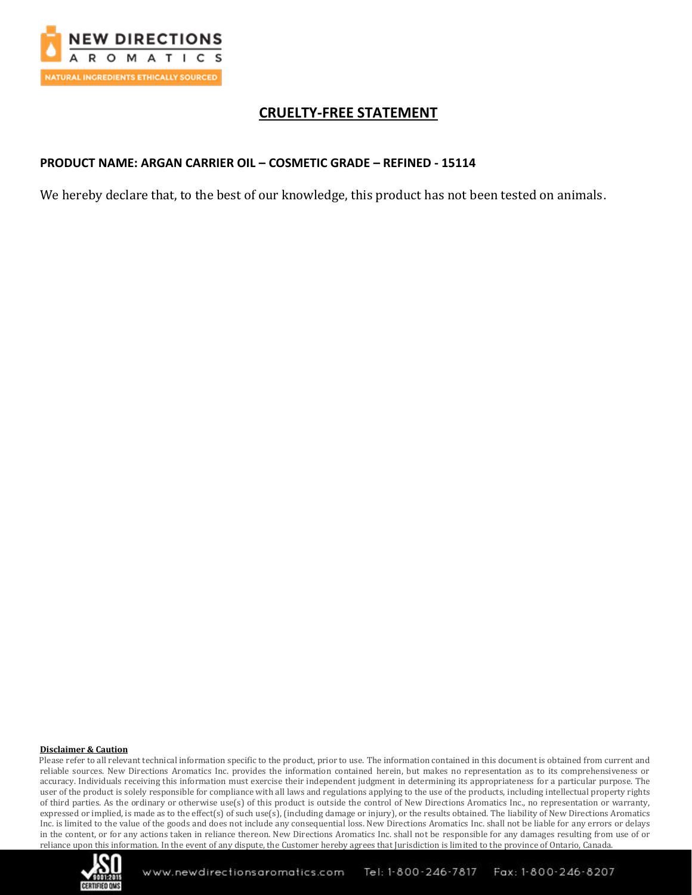# CRUELTY-FREE STATEMENT

**PRODUCT NAME: ARGAN CARRIER OIL – COSMETIC GRADE – REFINED - 15114**

We hereby declare that, to the best of our knowledge, this product has not been tested on animals.

**Disclaimer & Caution**

Please refer to all relevant technical information specific to the product, prior to use. The information contained in this document is obtained from current and reliable sources. New Directions Aromatics Inc. provides the information contained herein, but makes no representation as to its comprehensiveness or accuracy. Individuals receiving this information must exercise their independent judgment in determining its appropriateness for a particular purpose. The user of the product is solely responsible for compliance with all laws and regulations applying to the use of the products, including intellectual property rights of third parties. As the ordinary or otherwise use(s) of this product is outside the control of New Directions Aromatics Inc., no representation or warranty, expressed or implied, is made as to the effect(s) of such use(s), (including damage or injury), or the results obtained. The liability of New Directions Aromatics Inc. is limited to the value of the goods and does not include any consequential loss. New Directions Aromatics Inc. shall not be liable for any errors or delays in the content, or for any actions taken in reliance thereon. New Directions Aromatics Inc. shall not be responsible for any damages resulting from use of or reliance upon this information. In the event of any dispute, the Customer hereby agrees that Jurisdiction is limited to the province of Ontario, Canada.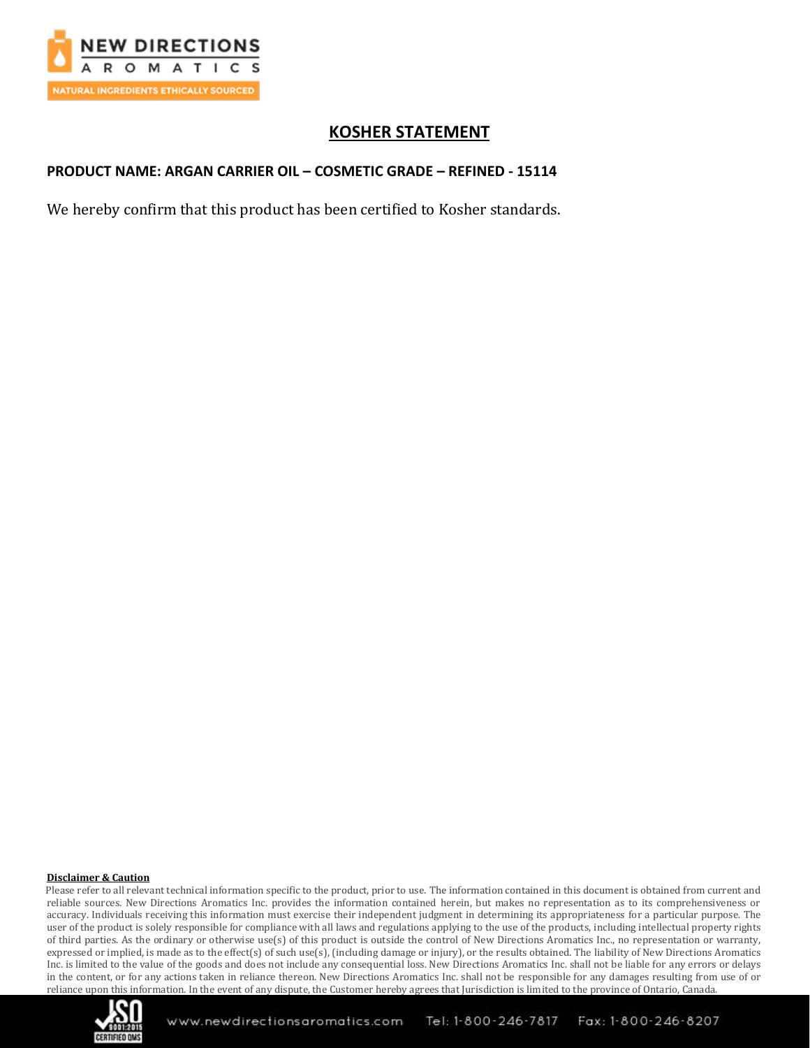# KOSHER STATEMENT

**PRODUCT NAME: ARGAN CARRIER OIL – COSMETIC GRADE – REFINED - 15114**

We hereby confirm that this product has been certified to Kosher standards.

**Disclaimer & Caution**

Please refer to all relevant technical information specific to the product, prior to use. The information contained in this document is obtained from current and reliable sources. New Directions Aromatics Inc. provides the information contained herein, but makes no representation as to its comprehensiveness or accuracy. Individuals receiving this information must exercise their independent judgment in determining its appropriateness for a particular purpose. The user of the product is solely responsible for compliance with all laws and regulations applying to the use of the products, including intellectual property rights of third parties. As the ordinary or otherwise use(s) of this product is outside the control of New Directions Aromatics Inc., no representation or warranty, expressed or implied, is made as to the effect(s) of such use(s), (including damage or injury), or the results obtained. The liability of New Directions Aromatics Inc. is limited to the value of the goods and does not include any consequential loss. New Directions Aromatics Inc. shall not be liable for any errors or delays in the content, or for any actions taken in reliance thereon. New Directions Aromatics Inc. shall not be responsible for any damages resulting from use of or reliance upon this information. In the event of any dispute, the Customer hereby agrees that Jurisdiction is limited to the province of Ontario, Canada.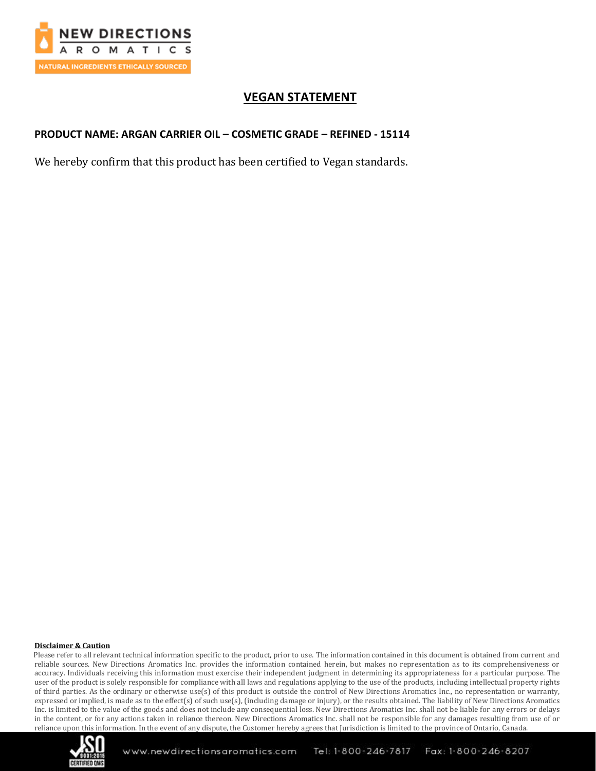# VEGAN STATEMENT

**PRODUCT NAME: ARGAN CARRIER OIL – COSMETIC GRADE – REFINED - 15114**

We hereby confirm that this product has been certified to Vegan standards.

**Disclaimer & Caution**

Please refer to all relevant technical information specific to the product, prior to use. The information contained in this document is obtained from current and reliable sources. New Directions Aromatics Inc. provides the information contained herein, but makes no representation as to its comprehensiveness or accuracy. Individuals receiving this information must exercise their independent judgment in determining its appropriateness for a particular purpose. The user of the product is solely responsible for compliance with all laws and regulations applying to the use of the products, including intellectual property rights of third parties. As the ordinary or otherwise use(s) of this product is outside the control of New Directions Aromatics Inc., no representation or warranty, expressed or implied, is made as to the effect(s) of such use(s), (including damage or injury), or the results obtained. The liability of New Directions Aromatics Inc. is limited to the value of the goods and does not include any consequential loss. New Directions Aromatics Inc. shall not be liable for any errors or delays in the content, or for any actions taken in reliance thereon. New Directions Aromatics Inc. shall not be responsible for any damages resulting from use of or reliance upon this information. In the event of any dispute, the Customer hereby agrees that Jurisdiction is limited to the province of Ontario, Canada.

www.newdirectionsaromatics.com Tel: 1-800-246-7817 Fax: 1-800-246-8207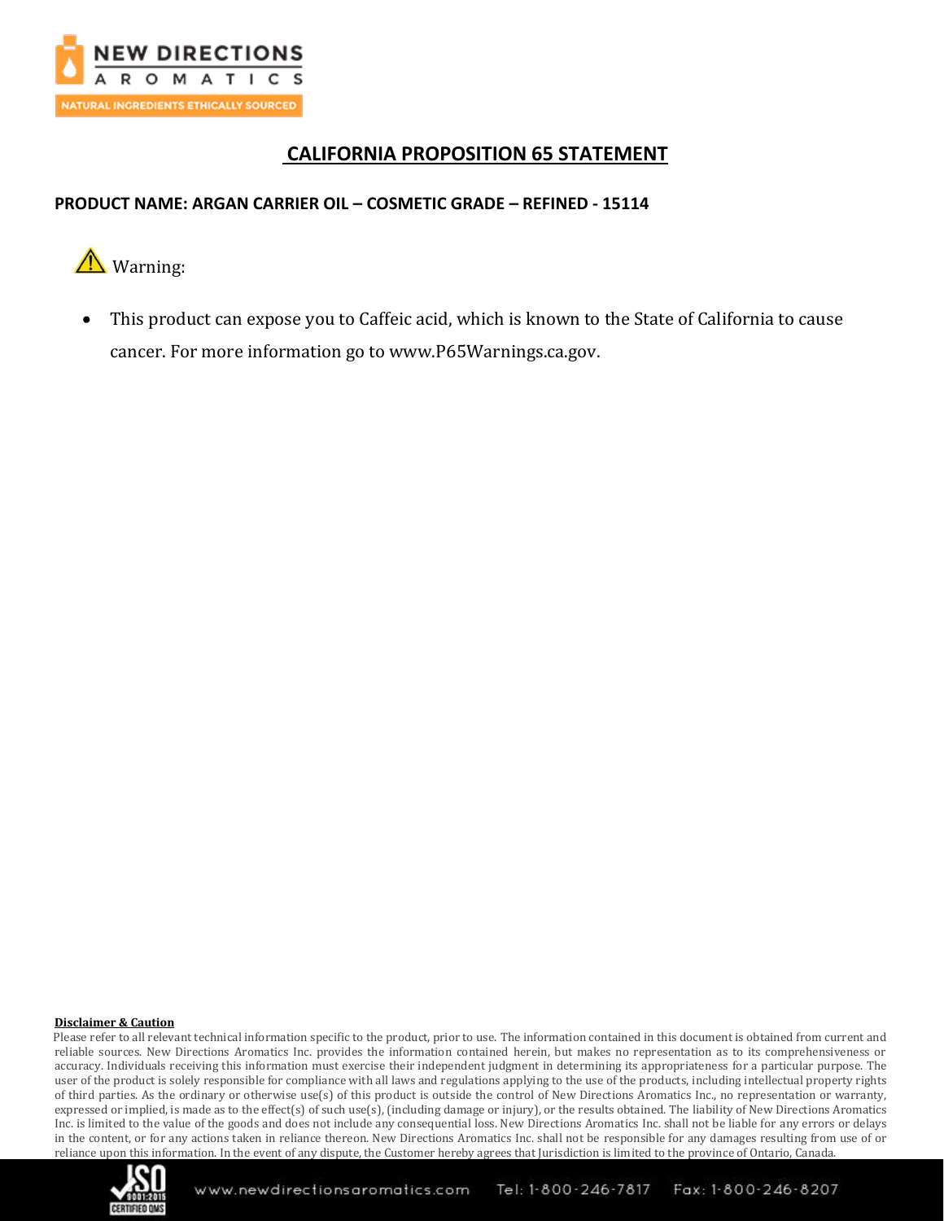# CALIFORNIA PROPOSITION 65 STATEMENT

**PRODUCT NAME: ARGAN CARRIER OIL – COSMETIC GRADE – REFINED - 15114**

⚠ Warning:

- This product can expose you to Caffeic acid, which is known to the State of California to cause cancer. For more information go to www.P65Warnings.ca.gov.

**Disclaimer & Caution**

Please refer to all relevant technical information specific to the product, prior to use. The information contained in this document is obtained from current and reliable sources. New Directions Aromatics Inc. provides the information contained herein, but makes no representation as to its comprehensiveness or accuracy. Individuals receiving this information must exercise their independent judgment in determining its appropriateness for a particular purpose. The user of the product is solely responsible for compliance with all laws and regulations applying to the use of the products, including intellectual property rights of third parties. As the ordinary or otherwise use(s) of this product is outside the control of New Directions Aromatics Inc., no representation or warranty, expressed or implied, is made as to the effect(s) of such use(s), (including damage or injury), or the results obtained. The liability of New Directions Aromatics Inc. is limited to the value of the goods and does not include any consequential loss. New Directions Aromatics Inc. shall not be liable for any errors or delays in the content, or for any actions taken in reliance thereon. New Directions Aromatics Inc. shall not be responsible for any damages resulting from use of or reliance upon this information. In the event of any dispute, the Customer hereby agrees that Jurisdiction is limited to the province of Ontario, Canada.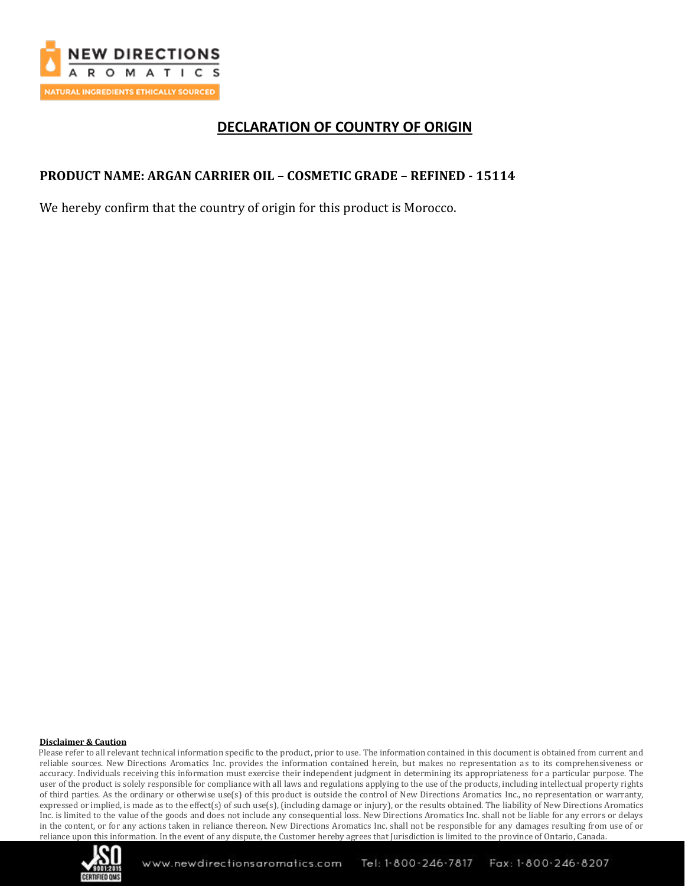## DECLARATION OF COUNTRY OF ORIGIN

**PRODUCT NAME: ARGAN CARRIER OIL – COSMETIC GRADE – REFINED - 15114**

We hereby confirm that the country of origin for this product is Morocco.

**Disclaimer & Caution**

Please refer to all relevant technical information specific to the product, prior to use. The information contained in this document is obtained from current and reliable sources. New Directions Aromatics Inc. provides the information contained herein, but makes no representation as to its comprehensiveness or accuracy. Individuals receiving this information must exercise their independent judgment in determining its appropriateness for a particular purpose. The user of the product is solely responsible for compliance with all laws and regulations applying to the use of the products, including intellectual property rights of third parties. As the ordinary or otherwise use(s) of this product is outside the control of New Directions Aromatics Inc., no representation or warranty, expressed or implied, is made as to the effect(s) of such use(s), (including damage or injury), or the results obtained. The liability of New Directions Aromatics Inc. is limited to the value of the goods and does not include any consequential loss. New Directions Aromatics Inc. shall not be liable for any errors or delays in the content, or for any actions taken in reliance thereon. New Directions Aromatics Inc. shall not be responsible for any damages resulting from use of or reliance upon this information. In the event of any dispute, the Customer hereby agrees that Jurisdiction is limited to the province of Ontario, Canada.